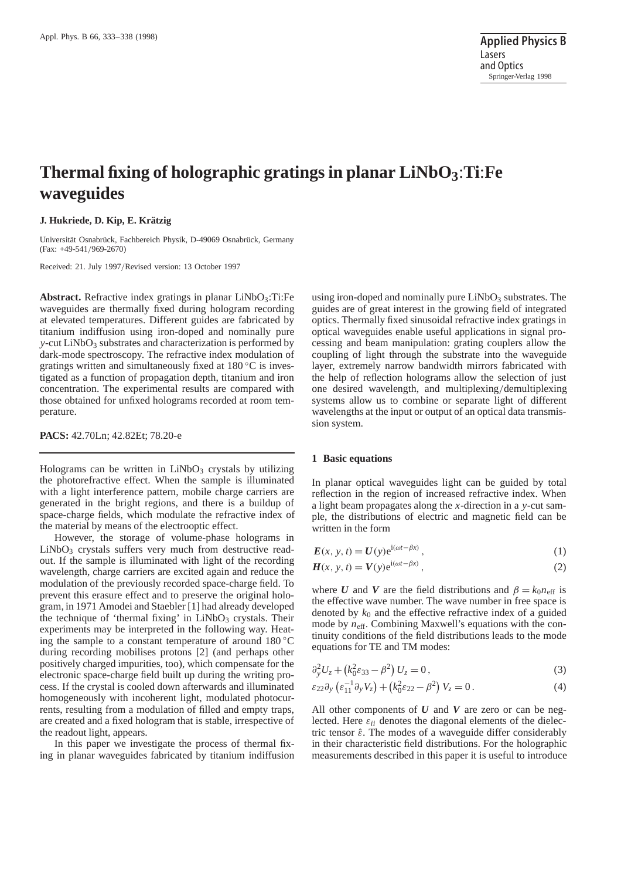# Thermal fixing of holographic gratings in planar $LiNbO_3$:Ti:Fe waveguides

**J. Hukriede, D. Kip, E. Krätzig**

Universität Osnabrück, Fachbereich Physik, D-49069 Osnabrück, Germany
(Fax: +49-541/969-2670)

Received: 21. July 1997/Revised version: 13 October 1997

**Abstract.** Refractive index gratings in planar $LiNbO_3$:Ti:Fe waveguides are thermally fixed during hologram recording at elevated temperatures. Different guides are fabricated by titanium indiffusion using iron-doped and nominally pure *y*-cut $LiNbO_3$ substrates and characterization is performed by dark-mode spectroscopy. The refractive index modulation of gratings written and simultaneously fixed at 180 °C is investigated as a function of propagation depth, titanium and iron concentration. The experimental results are compared with those obtained for unfixed holograms recorded at room temperature.

**PACS:** 42.70Ln; 42.82Et; 78.20-e

---

Holograms can be written in $LiNbO_3$ crystals by utilizing the photorefractive effect. When the sample is illuminated with a light interference pattern, mobile charge carriers are generated in the bright regions, and there is a buildup of space-charge fields, which modulate the refractive index of the material by means of the electrooptic effect.

However, the storage of volume-phase holograms in $LiNbO_3$ crystals suffers very much from destructive readout. If the sample is illuminated with light of the recording wavelength, charge carriers are excited again and reduce the modulation of the previously recorded space-charge field. To prevent this erasure effect and to preserve the original hologram, in 1971 Amodei and Staebler [1] had already developed the technique of 'thermal fixing' in $LiNbO_3$ crystals. Their experiments may be interpreted in the following way. Heating the sample to a constant temperature of around 180 °C during recording mobilises protons [2] (and perhaps other positively charged impurities, too), which compensate for the electronic space-charge field built up during the writing process. If the crystal is cooled down afterwards and illuminated homogeneously with incoherent light, modulated photocurrents, resulting from a modulation of filled and empty traps, are created and a fixed hologram that is stable, irrespective of the readout light, appears.

In this paper we investigate the process of thermal fixing in planar waveguides fabricated by titanium indiffusion using iron-doped and nominally pure $LiNbO_3$ substrates. The guides are of great interest in the growing field of integrated optics. Thermally fixed sinusoidal refractive index gratings in optical waveguides enable useful applications in signal processing and beam manipulation: grating couplers allow the coupling of light through the substrate into the waveguide layer, extremely narrow bandwidth mirrors fabricated with the help of reflection holograms allow the selection of just one desired wavelength, and multiplexing/demultiplexing systems allow us to combine or separate light of different wavelengths at the input or output of an optical data transmission system.

## 1 Basic equations

In planar optical waveguides light can be guided by total reflection in the region of increased refractive index. When a light beam propagates along the *x*-direction in a *y*-cut sample, the distributions of electric and magnetic field can be written in the form

$$\boldsymbol{E}(x, y, t) = \boldsymbol{U}(y)\mathrm{e}^{\mathrm{i}(\omega t-\beta x)}, \tag{1}$$

$$\boldsymbol{H}(x, y, t) = \boldsymbol{V}(y)\mathrm{e}^{\mathrm{i}(\omega t-\beta x)}, \tag{2}$$

where $\boldsymbol{U}$ and $\boldsymbol{V}$ are the field distributions and $\beta = k_0 n_{\mathrm{eff}}$ is the effective wave number. The wave number in free space is denoted by $k_0$ and the effective refractive index of a guided mode by $n_{\mathrm{eff}}$. Combining Maxwell's equations with the continuity conditions of the field distributions leads to the mode equations for TE and TM modes:

$$\partial_y^2 U_z + \left(k_0^2 \varepsilon_{33} - \beta^2\right) U_z = 0, \tag{3}$$

$$\varepsilon_{22}\partial_y\left(\varepsilon_{11}^{-1}\partial_y V_z\right) + \left(k_0^2 \varepsilon_{22} - \beta^2\right) V_z = 0. \tag{4}$$

All other components of $\boldsymbol{U}$ and $\boldsymbol{V}$ are zero or can be neglected. Here $\varepsilon_{ii}$ denotes the diagonal elements of the dielectric tensor $\hat{\varepsilon}$. The modes of a waveguide differ considerably in their characteristic field distributions. For the holographic measurements described in this paper it is useful to introduce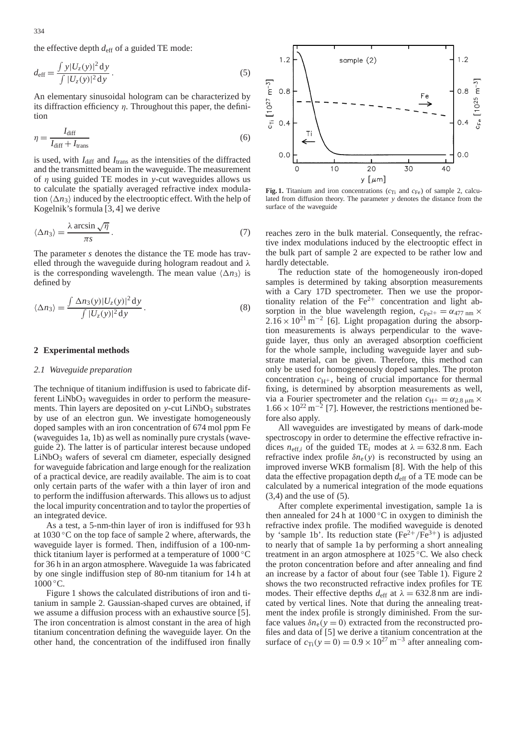the effective depth $d_{\text{eff}}$ of a guided TE mode:

$$d_{\text{eff}} = \frac{\int y|U_z(y)|^2\,\mathrm{d}y}{\int |U_z(y)|^2\,\mathrm{d}y}\,. \tag{5}$$

An elementary sinusoidal hologram can be characterized by its diffraction efficiency $\eta$. Throughout this paper, the definition

$$\eta = \frac{I_{\text{diff}}}{I_{\text{diff}} + I_{\text{trans}}} \tag{6}$$

is used, with $I_{\text{diff}}$ and $I_{\text{trans}}$ as the intensities of the diffracted and the transmitted beam in the waveguide. The measurement of $\eta$ using guided TE modes in $y$-cut waveguides allows us to calculate the spatially averaged refractive index modulation $\langle \Delta n_3 \rangle$ induced by the electrooptic effect. With the help of Kogelnik's formula [3, 4] we derive

$$\langle \Delta n_3 \rangle = \frac{\lambda \arcsin\sqrt{\eta}}{\pi s}\,. \tag{7}$$

The parameter $s$ denotes the distance the TE mode has travelled through the waveguide during hologram readout and $\lambda$ is the corresponding wavelength. The mean value $\langle \Delta n_3 \rangle$ is defined by

$$\langle \Delta n_3 \rangle = \frac{\int \Delta n_3(y)|U_z(y)|^2\,\mathrm{d}y}{\int |U_z(y)|^2\,\mathrm{d}y}\,. \tag{8}$$

## 2 Experimental methods

### 2.1 Waveguide preparation

The technique of titanium indiffusion is used to fabricate different $LiNbO_3$ waveguides in order to perform the measurements. Thin layers are deposited on $y$-cut $LiNbO_3$ substrates by use of an electron gun. We investigate homogeneously doped samples with an iron concentration of 674 mol ppm Fe (waveguides 1a, 1b) as well as nominally pure crystals (waveguide 2). The latter is of particular interest because undoped $LiNbO_3$ wafers of several cm diameter, especially designed for waveguide fabrication and large enough for the realization of a practical device, are readily available. The aim is to coat only certain parts of the wafer with a thin layer of iron and to perform the indiffusion afterwards. This allows us to adjust the local impurity concentration and to taylor the properties of an integrated device.

As a test, a 5-nm-thin layer of iron is indiffused for 93 h at 1030 °C on the top face of sample 2 where, afterwards, the waveguide layer is formed. Then, indiffusion of a 100-nm-thick titanium layer is performed at a temperature of 1000 °C for 36 h in an argon atmosphere. Waveguide 1a was fabricated by one single indiffusion step of 80-nm titanium for 14 h at 1000 °C.

Figure 1 shows the calculated distributions of iron and titanium in sample 2. Gaussian-shaped curves are obtained, if we assume a diffusion process with an exhaustive source [5]. The iron concentration is almost constant in the area of high titanium concentration defining the waveguide layer. On the other hand, the concentration of the indiffused iron finally reaches zero in the bulk material. Consequently, the refractive index modulations induced by the electrooptic effect in the bulk part of sample 2 are expected to be rather low and hardly detectable.

**Fig. 1.** Titanium and iron concentrations ($c_{\text{Ti}}$ and $c_{\text{Fe}}$) of sample 2, calculated from diffusion theory. The parameter $y$ denotes the distance from the surface of the waveguide

The reduction state of the homogeneously iron-doped samples is determined by taking absorption measurements with a Cary 17D spectrometer. Then we use the proportionality relation of the $Fe^{2+}$ concentration and light absorption in the blue wavelength region, $c_{Fe^{2+}} = \alpha_{477\,\text{nm}} \times 2.16 \times 10^{21}\,\text{m}^{-2}$ [6]. Light propagation during the absorption measurements is always perpendicular to the waveguide layer, thus only an averaged absorption coefficient for the whole sample, including waveguide layer and substrate material, can be given. Therefore, this method can only be used for homogeneously doped samples. The proton concentration $c_{H^+}$, being of crucial importance for thermal fixing, is determined by absorption measurements as well, via a Fourier spectrometer and the relation $c_{H^+} = \alpha_{2.8\,\mu\text{m}} \times 1.66 \times 10^{22}\,\text{m}^{-2}$ [7]. However, the restrictions mentioned before also apply.

All waveguides are investigated by means of dark-mode spectroscopy in order to determine the effective refractive indices $n_{\text{eff},i}$ of the guided TE$_i$ modes at $\lambda = 632.8$ nm. Each refractive index profile $\delta n_{\text{e}}(y)$ is reconstructed by using an improved inverse WKB formalism [8]. With the help of this data the effective propagation depth $d_{\text{eff}}$ of a TE mode can be calculated by a numerical integration of the mode equations (3,4) and the use of (5).

After complete experimental investigation, sample 1a is then annealed for 24 h at 1000 °C in oxygen to diminish the refractive index profile. The modified waveguide is denoted by 'sample 1b'. Its reduction state ($Fe^{2+}/Fe^{3+}$) is adjusted to nearly that of sample 1a by performing a short annealing treatment in an argon atmosphere at 1025 °C. We also check the proton concentration before and after annealing and find an increase by a factor of about four (see Table 1). Figure 2 shows the two reconstructed refractive index profiles for TE modes. Their effective depths $d_{\text{eff}}$ at $\lambda = 632.8$ nm are indicated by vertical lines. Note that during the annealing treatment the index profile is strongly diminished. From the surface values $\delta n_{\text{e}}(y = 0)$ extracted from the reconstructed profiles and data of [5] we derive a titanium concentration at the surface of $c_{\text{Ti}}(y = 0) = 0.9 \times 10^{27}\,\text{m}^{-3}$ after annealing com-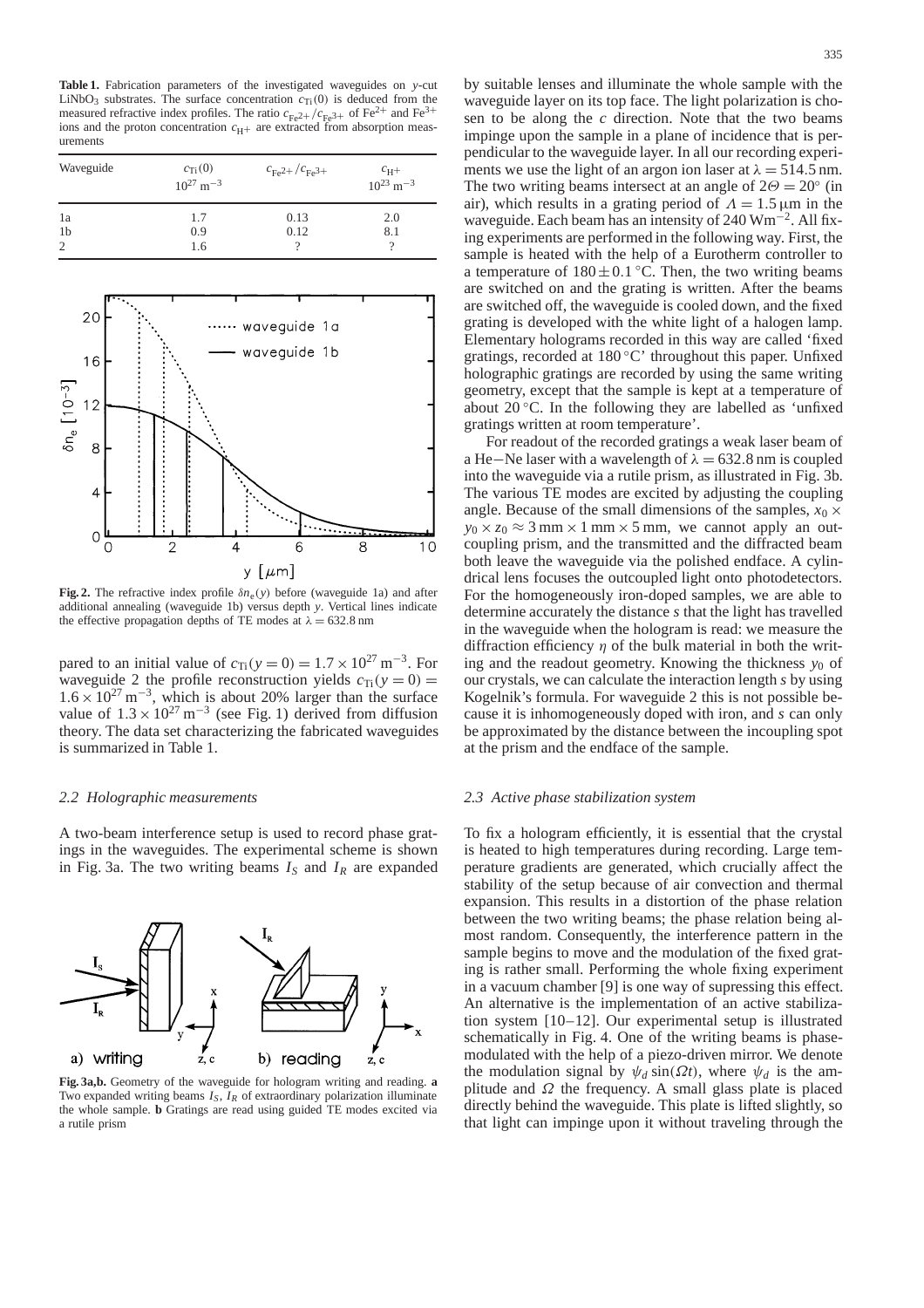**Table 1.** Fabrication parameters of the investigated waveguides on $y$-cut $LiNbO_3$ substrates. The surface concentration $c_{Ti}(0)$ is deduced from the measured refractive index profiles. The ratio $c_{Fe^{2+}}/c_{Fe^{3+}}$ of $Fe^{2+}$ and $Fe^{3+}$ ions and the proton concentration $c_{H^+}$ are extracted from absorption measurements

| Waveguide | $c_{Ti}(0)$ $10^{27}\,m^{-3}$ | $c_{Fe^{2+}}/c_{Fe^{3+}}$ | $c_{H^+}$ $10^{23}\,m^{-3}$ |
|---|---|---|---|
| 1a | 1.7 | 0.13 | 2.0 |
| 1b | 0.9 | 0.12 | 8.1 |
| 2 | 1.6 | ? | ? |

**Fig. 2.** The refractive index profile $\delta n_e(y)$ before (waveguide 1a) and after additional annealing (waveguide 1b) versus depth $y$. Vertical lines indicate the effective propagation depths of TE modes at $\lambda = 632.8\,nm$

pared to an initial value of $c_{Ti}(y = 0) = 1.7 \times 10^{27}\,m^{-3}$. For waveguide 2 the profile reconstruction yields $c_{Ti}(y = 0) = 1.6 \times 10^{27}\,m^{-3}$, which is about 20% larger than the surface value of $1.3 \times 10^{27}\,m^{-3}$ (see Fig. 1) derived from diffusion theory. The data set characterizing the fabricated waveguides is summarized in Table 1.

### 2.2 Holographic measurements

A two-beam interference setup is used to record phase gratings in the waveguides. The experimental scheme is shown in Fig. 3a. The two writing beams $I_S$ and $I_R$ are expanded by suitable lenses and illuminate the whole sample with the waveguide layer on its top face. The light polarization is chosen to be along the $c$ direction. Note that the two beams impinge upon the sample in a plane of incidence that is perpendicular to the waveguide layer. In all our recording experiments we use the light of an argon ion laser at $\lambda = 514.5\,nm$. The two writing beams intersect at an angle of $2\Theta = 20°$ (in air), which results in a grating period of $\Lambda = 1.5\,\mu m$ in the waveguide. Each beam has an intensity of $240\,Wm^{-2}$. All fixing experiments are performed in the following way. First, the sample is heated with the help of a Eurotherm controller to a temperature of $180 \pm 0.1\,°C$. Then, the two writing beams are switched on and the grating is written. After the beams are switched off, the waveguide is cooled down, and the fixed grating is developed with the white light of a halogen lamp. Elementary holograms recorded in this way are called 'fixed gratings, recorded at 180 °C' throughout this paper. Unfixed holographic gratings are recorded by using the same writing geometry, except that the sample is kept at a temperature of about 20 °C. In the following they are labelled as 'unfixed gratings written at room temperature'.

For readout of the recorded gratings a weak laser beam of a He−Ne laser with a wavelength of $\lambda = 632.8\,nm$ is coupled into the waveguide via a rutile prism, as illustrated in Fig. 3b. The various TE modes are excited by adjusting the coupling angle. Because of the small dimensions of the samples, $x_0 \times y_0 \times z_0 \approx 3\,mm \times 1\,mm \times 5\,mm$, we cannot apply an outcoupling prism, and the transmitted and the diffracted beam both leave the waveguide via the polished endface. A cylindrical lens focuses the outcoupled light onto photodetectors. For the homogeneously iron-doped samples, we are able to determine accurately the distance $s$ that the light has travelled in the waveguide when the hologram is read: we measure the diffraction efficiency $\eta$ of the bulk material in both the writing and the readout geometry. Knowing the thickness $y_0$ of our crystals, we can calculate the interaction length $s$ by using Kogelnik's formula. For waveguide 2 this is not possible because it is inhomogeneously doped with iron, and $s$ can only be approximated by the distance between the incoupling spot at the prism and the endface of the sample.

**Fig. 3a,b.** Geometry of the waveguide for hologram writing and reading. **a** Two expanded writing beams $I_S$, $I_R$ of extraordinary polarization illuminate the whole sample. **b** Gratings are read using guided TE modes excited via a rutile prism

### 2.3 Active phase stabilization system

To fix a hologram efficiently, it is essential that the crystal is heated to high temperatures during recording. Large temperature gradients are generated, which crucially affect the stability of the setup because of air convection and thermal expansion. This results in a distortion of the phase relation between the two writing beams; the phase relation being almost random. Consequently, the interference pattern in the sample begins to move and the modulation of the fixed grating is rather small. Performing the whole fixing experiment in a vacuum chamber [9] is one way of supressing this effect. An alternative is the implementation of an active stabilization system [10–12]. Our experimental setup is illustrated schematically in Fig. 4. One of the writing beams is phase-modulated with the help of a piezo-driven mirror. We denote the modulation signal by $\psi_d \sin(\Omega t)$, where $\psi_d$ is the amplitude and $\Omega$ the frequency. A small glass plate is placed directly behind the waveguide. This plate is lifted slightly, so that light can impinge upon it without traveling through the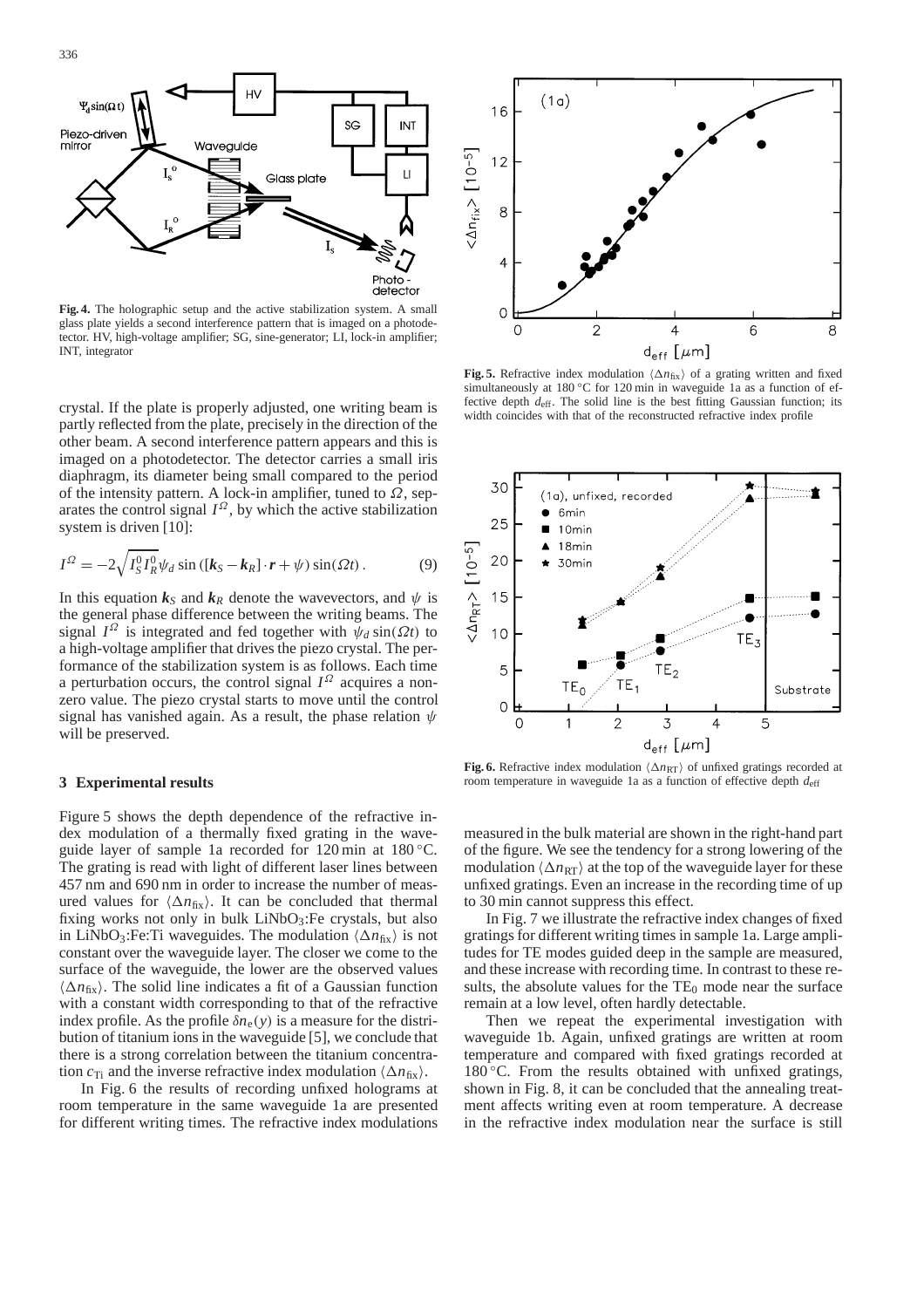**Fig. 4.** The holographic setup and the active stabilization system. A small glass plate yields a second interference pattern that is imaged on a photodetector. HV, high-voltage amplifier; SG, sine-generator; LI, lock-in amplifier; INT, integrator

crystal. If the plate is properly adjusted, one writing beam is partly reflected from the plate, precisely in the direction of the other beam. A second interference pattern appears and this is imaged on a photodetector. The detector carries a small iris diaphragm, its diameter being small compared to the period of the intensity pattern. A lock-in amplifier, tuned to $\Omega$, separates the control signal $I^{\Omega}$, by which the active stabilization system is driven [10]:

$$I^{\Omega} = -2\sqrt{I_S^0 I_R^0}\psi_d \sin([\boldsymbol{k}_S - \boldsymbol{k}_R]\cdot\boldsymbol{r} + \psi)\sin(\Omega t)\,. \tag{9}$$

In this equation $\boldsymbol{k}_S$ and $\boldsymbol{k}_R$ denote the wavevectors, and $\psi$ is the general phase difference between the writing beams. The signal $I^{\Omega}$ is integrated and fed together with $\psi_d \sin(\Omega t)$ to a high-voltage amplifier that drives the piezo crystal. The performance of the stabilization system is as follows. Each time a perturbation occurs, the control signal $I^{\Omega}$ acquires a nonzero value. The piezo crystal starts to move until the control signal has vanished again. As a result, the phase relation $\psi$ will be preserved.

## 3 Experimental results

Figure 5 shows the depth dependence of the refractive index modulation of a thermally fixed grating in the waveguide layer of sample 1a recorded for 120 min at 180 °C. The grating is read with light of different laser lines between 457 nm and 690 nm in order to increase the number of measured values for $\langle \Delta n_{\text{fix}} \rangle$. It can be concluded that thermal fixing works not only in bulk $LiNbO_3$:Fe crystals, but also in $LiNbO_3$:Fe:Ti waveguides. The modulation $\langle \Delta n_{\text{fix}} \rangle$ is not constant over the waveguide layer. The closer we come to the surface of the waveguide, the lower are the observed values $\langle \Delta n_{\text{fix}} \rangle$. The solid line indicates a fit of a Gaussian function with a constant width corresponding to that of the refractive index profile. As the profile $\delta n_e(y)$ is a measure for the distribution of titanium ions in the waveguide [5], we conclude that there is a strong correlation between the titanium concentration $c_{\text{Ti}}$ and the inverse refractive index modulation $\langle \Delta n_{\text{fix}} \rangle$.

In Fig. 6 the results of recording unfixed holograms at room temperature in the same waveguide 1a are presented for different writing times. The refractive index modulations measured in the bulk material are shown in the right-hand part of the figure. We see the tendency for a strong lowering of the modulation $\langle \Delta n_{\text{RT}} \rangle$ at the top of the waveguide layer for these unfixed gratings. Even an increase in the recording time of up to 30 min cannot suppress this effect.

**Fig. 5.** Refractive index modulation $\langle \Delta n_{\text{fix}} \rangle$ of a grating written and fixed simultaneously at 180 °C for 120 min in waveguide 1a as a function of effective depth $d_{\text{eff}}$. The solid line is the best fitting Gaussian function; its width coincides with that of the reconstructed refractive index profile

**Fig. 6.** Refractive index modulation $\langle \Delta n_{\text{RT}} \rangle$ of unfixed gratings recorded at room temperature in waveguide 1a as a function of effective depth $d_{\text{eff}}$

In Fig. 7 we illustrate the refractive index changes of fixed gratings for different writing times in sample 1a. Large amplitudes for TE modes guided deep in the sample are measured, and these increase with recording time. In contrast to these results, the absolute values for the $\text{TE}_0$ mode near the surface remain at a low level, often hardly detectable.

Then we repeat the experimental investigation with waveguide 1b. Again, unfixed gratings are written at room temperature and compared with fixed gratings recorded at 180 °C. From the results obtained with unfixed gratings, shown in Fig. 8, it can be concluded that the annealing treatment affects writing even at room temperature. A decrease in the refractive index modulation near the surface is still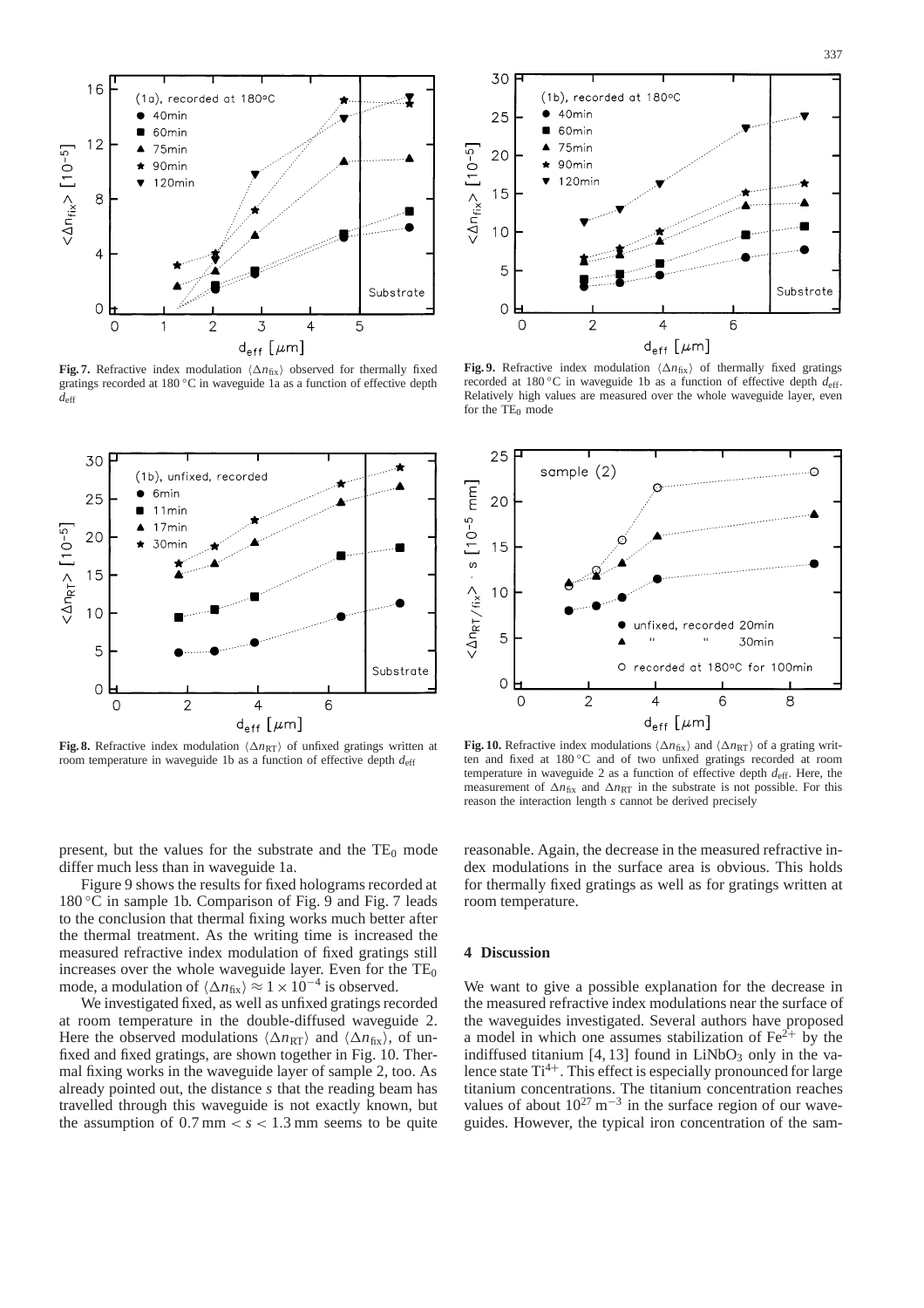**Fig. 7.** Refractive index modulation $\langle \Delta n_{\text{fix}} \rangle$ observed for thermally fixed gratings recorded at 180 °C in waveguide 1a as a function of effective depth $d_{\text{eff}}$

**Fig. 9.** Refractive index modulation $\langle \Delta n_{\text{fix}} \rangle$ of thermally fixed gratings recorded at 180 °C in waveguide 1b as a function of effective depth $d_{\text{eff}}$. Relatively high values are measured over the whole waveguide layer, even for the $TE_0$ mode

**Fig. 8.** Refractive index modulation $\langle \Delta n_{\text{RT}} \rangle$ of unfixed gratings written at room temperature in waveguide 1b as a function of effective depth $d_{\text{eff}}$

**Fig. 10.** Refractive index modulations $\langle \Delta n_{\text{fix}} \rangle$ and $\langle \Delta n_{\text{RT}} \rangle$ of a grating written and fixed at 180 °C and of two unfixed gratings recorded at room temperature in waveguide 2 as a function of effective depth $d_{\text{eff}}$. Here, the measurement of $\Delta n_{\text{fix}}$ and $\Delta n_{\text{RT}}$ in the substrate is not possible. For this reason the interaction length $s$ cannot be derived precisely

present, but the values for the substrate and the $TE_0$ mode differ much less than in waveguide 1a.

Figure 9 shows the results for fixed holograms recorded at 180 °C in sample 1b. Comparison of Fig. 9 and Fig. 7 leads to the conclusion that thermal fixing works much better after the thermal treatment. As the writing time is increased the measured refractive index modulation of fixed gratings still increases over the whole waveguide layer. Even for the $TE_0$ mode, a modulation of $\langle \Delta n_{\text{fix}} \rangle \approx 1 \times 10^{-4}$ is observed.

We investigated fixed, as well as unfixed gratings recorded at room temperature in the double-diffused waveguide 2. Here the observed modulations $\langle \Delta n_{\text{RT}} \rangle$ and $\langle \Delta n_{\text{fix}} \rangle$, of unfixed and fixed gratings, are shown together in Fig. 10. Thermal fixing works in the waveguide layer of sample 2, too. As already pointed out, the distance $s$ that the reading beam has travelled through this waveguide is not exactly known, but the assumption of $0.7\,\text{mm} < s < 1.3\,\text{mm}$ seems to be quite reasonable. Again, the decrease in the measured refractive index modulations in the surface area is obvious. This holds for thermally fixed gratings as well as for gratings written at room temperature.

## 4 Discussion

We want to give a possible explanation for the decrease in the measured refractive index modulations near the surface of the waveguides investigated. Several authors have proposed a model in which one assumes stabilization of $Fe^{2+}$ by the indiffused titanium [4, 13] found in $LiNbO_3$ only in the valence state $Ti^{4+}$. This effect is especially pronounced for large titanium concentrations. The titanium concentration reaches values of about $10^{27}\,\text{m}^{-3}$ in the surface region of our waveguides. However, the typical iron concentration of the sam-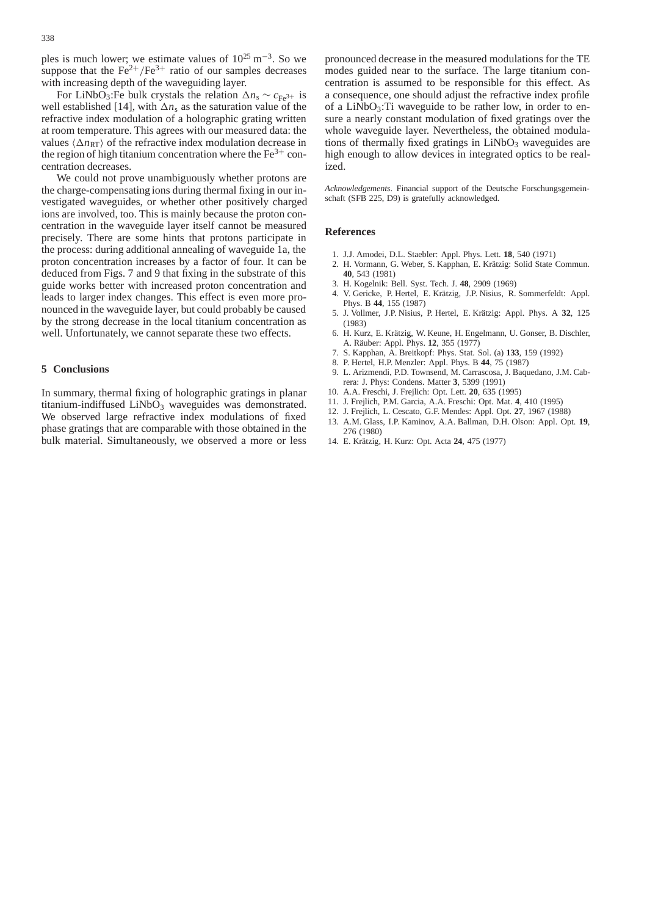ples is much lower; we estimate values of $10^{25}\,\mathrm{m}^{-3}$. So we suppose that the $Fe^{2+}/Fe^{3+}$ ratio of our samples decreases with increasing depth of the waveguiding layer.

For $LiNbO_3$:Fe bulk crystals the relation $\Delta n_s \sim c_{Fe^{3+}}$ is well established [14], with $\Delta n_s$ as the saturation value of the refractive index modulation of a holographic grating written at room temperature. This agrees with our measured data: the values $\langle \Delta n_{RT} \rangle$ of the refractive index modulation decrease in the region of high titanium concentration where the $Fe^{3+}$ concentration decreases.

We could not prove unambiguously whether protons are the charge-compensating ions during thermal fixing in our investigated waveguides, or whether other positively charged ions are involved, too. This is mainly because the proton concentration in the waveguide layer itself cannot be measured precisely. There are some hints that protons participate in the process: during additional annealing of waveguide 1a, the proton concentration increases by a factor of four. It can be deduced from Figs. 7 and 9 that fixing in the substrate of this guide works better with increased proton concentration and leads to larger index changes. This effect is even more pronounced in the waveguide layer, but could probably be caused by the strong decrease in the local titanium concentration as well. Unfortunately, we cannot separate these two effects.

## 5 Conclusions

In summary, thermal fixing of holographic gratings in planar titanium-indiffused $LiNbO_3$ waveguides was demonstrated. We observed large refractive index modulations of fixed phase gratings that are comparable with those obtained in the bulk material. Simultaneously, we observed a more or less pronounced decrease in the measured modulations for the TE modes guided near to the surface. The large titanium concentration is assumed to be responsible for this effect. As a consequence, one should adjust the refractive index profile of a $LiNbO_3$:Ti waveguide to be rather low, in order to ensure a nearly constant modulation of fixed gratings over the whole waveguide layer. Nevertheless, the obtained modulations of thermally fixed gratings in $LiNbO_3$ waveguides are high enough to allow devices in integrated optics to be realized.

*Acknowledgements.* Financial support of the Deutsche Forschungsgemeinschaft (SFB 225, D9) is gratefully acknowledged.

## References

1. J.J. Amodei, D.L. Staebler: Appl. Phys. Lett. **18**, 540 (1971)
2. H. Vormann, G. Weber, S. Kapphan, E. Krätzig: Solid State Commun. **40**, 543 (1981)
3. H. Kogelnik: Bell. Syst. Tech. J. **48**, 2909 (1969)
4. V. Gericke, P. Hertel, E. Krätzig, J.P. Nisius, R. Sommerfeldt: Appl. Phys. B **44**, 155 (1987)
5. J. Vollmer, J.P. Nisius, P. Hertel, E. Krätzig: Appl. Phys. A **32**, 125 (1983)
6. H. Kurz, E. Krätzig, W. Keune, H. Engelmann, U. Gonser, B. Dischler, A. Räuber: Appl. Phys. **12**, 355 (1977)
7. S. Kapphan, A. Breitkopf: Phys. Stat. Sol. (a) **133**, 159 (1992)
8. P. Hertel, H.P. Menzler: Appl. Phys. B **44**, 75 (1987)
9. L. Arizmendi, P.D. Townsend, M. Carrascosa, J. Baquedano, J.M. Cabrera: J. Phys: Condens. Matter **3**, 5399 (1991)
10. A.A. Freschi, J. Frejlich: Opt. Lett. **20**, 635 (1995)
11. J. Frejlich, P.M. Garcia, A.A. Freschi: Opt. Mat. **4**, 410 (1995)
12. J. Frejlich, L. Cescato, G.F. Mendes: Appl. Opt. **27**, 1967 (1988)
13. A.M. Glass, I.P. Kaminov, A.A. Ballman, D.H. Olson: Appl. Opt. **19**, 276 (1980)
14. E. Krätzig, H. Kurz: Opt. Acta **24**, 475 (1977)